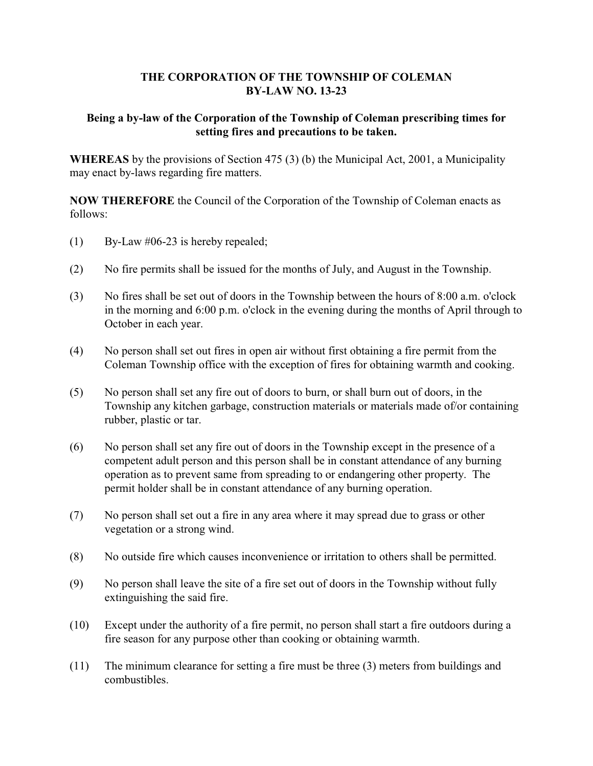**THE CORPORATION OF THE TOWNSHIP OF COLEMAN**
**BY-LAW NO. 13-23**

**Being a by-law of the Corporation of the Township of Coleman prescribing times for setting fires and precautions to be taken.**

**WHEREAS** by the provisions of Section 475 (3) (b) the Municipal Act, 2001, a Municipality may enact by-laws regarding fire matters.

**NOW THEREFORE** the Council of the Corporation of the Township of Coleman enacts as follows:

(1) By-Law #06-23 is hereby repealed;

(2) No fire permits shall be issued for the months of July, and August in the Township.

(3) No fires shall be set out of doors in the Township between the hours of 8:00 a.m. o'clock in the morning and 6:00 p.m. o'clock in the evening during the months of April through to October in each year.

(4) No person shall set out fires in open air without first obtaining a fire permit from the Coleman Township office with the exception of fires for obtaining warmth and cooking.

(5) No person shall set any fire out of doors to burn, or shall burn out of doors, in the Township any kitchen garbage, construction materials or materials made of/or containing rubber, plastic or tar.

(6) No person shall set any fire out of doors in the Township except in the presence of a competent adult person and this person shall be in constant attendance of any burning operation as to prevent same from spreading to or endangering other property. The permit holder shall be in constant attendance of any burning operation.

(7) No person shall set out a fire in any area where it may spread due to grass or other vegetation or a strong wind.

(8) No outside fire which causes inconvenience or irritation to others shall be permitted.

(9) No person shall leave the site of a fire set out of doors in the Township without fully extinguishing the said fire.

(10) Except under the authority of a fire permit, no person shall start a fire outdoors during a fire season for any purpose other than cooking or obtaining warmth.

(11) The minimum clearance for setting a fire must be three (3) meters from buildings and combustibles.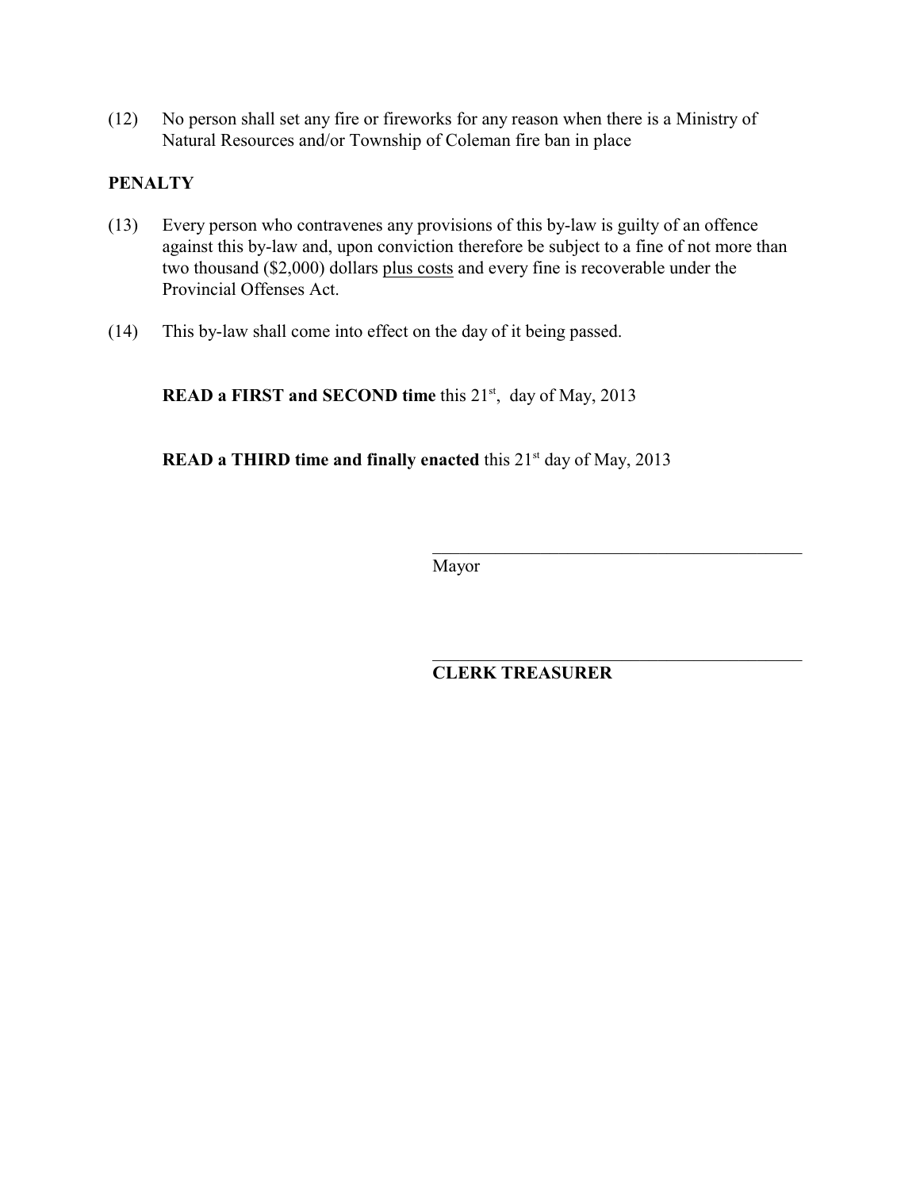(12) No person shall set any fire or fireworks for any reason when there is a Ministry of Natural Resources and/or Township of Coleman fire ban in place

**PENALTY**

(13) Every person who contravenes any provisions of this by-law is guilty of an offence against this by-law and, upon conviction therefore be subject to a fine of not more than two thousand ($2,000) dollars <u>plus costs</u> and every fine is recoverable under the Provincial Offenses Act.

(14) This by-law shall come into effect on the day of it being passed.

**READ a FIRST and SECOND time** this 21st, day of May, 2013

**READ a THIRD time and finally enacted** this 21st day of May, 2013

\_\_\_\_\_\_\_\_\_\_\_\_\_\_\_\_\_\_\_\_\_\_\_\_\_\_\_\_\_\_\_\_\_\_\_\_\_\_\_\_
Mayor

\_\_\_\_\_\_\_\_\_\_\_\_\_\_\_\_\_\_\_\_\_\_\_\_\_\_\_\_\_\_\_\_\_\_\_\_\_\_\_\_
**CLERK TREASURER**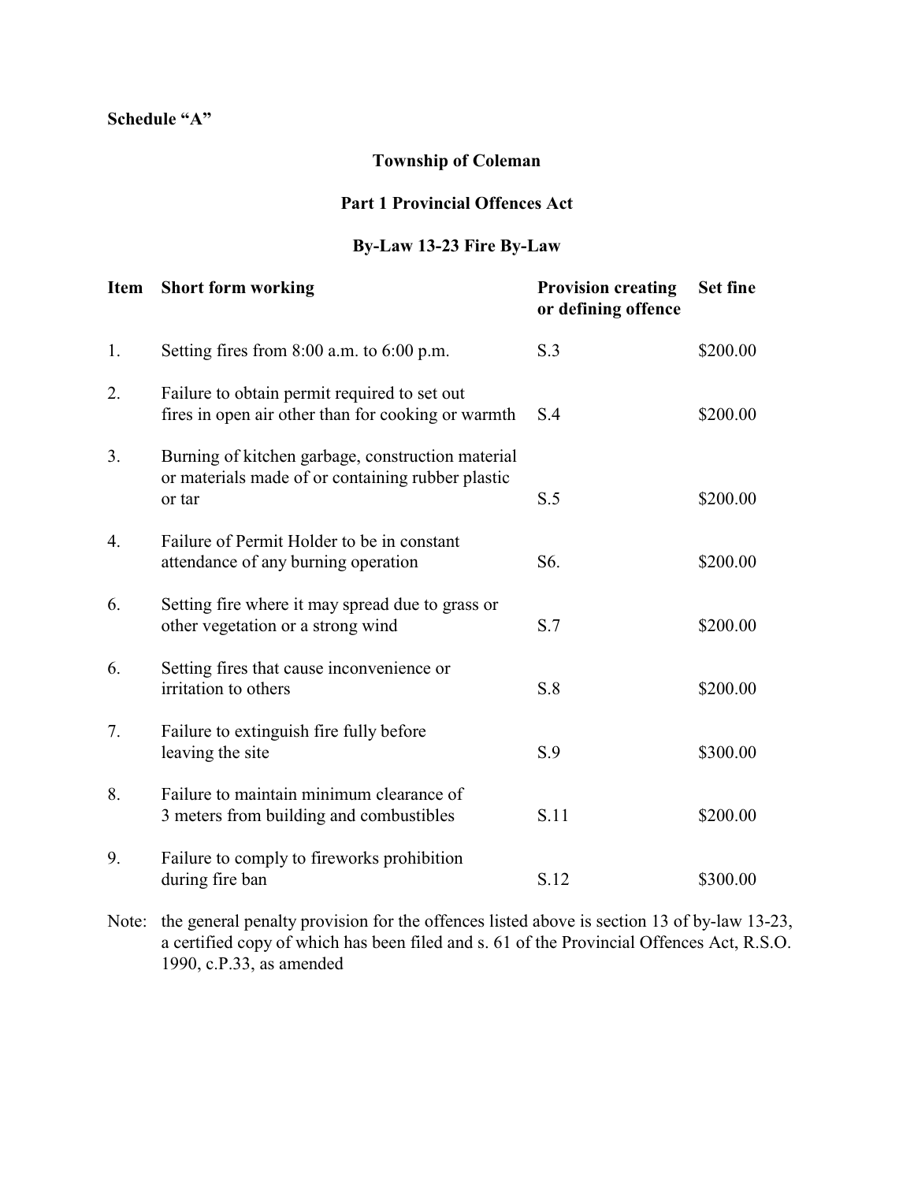**Schedule "A"**

**Township of Coleman**

**Part 1 Provincial Offences Act**

**By-Law 13-23 Fire By-Law**

| Item | Short form working | Provision creating or defining offence | Set fine |
|---|---|---|---|
| 1. | Setting fires from 8:00 a.m. to 6:00 p.m. | S.3 | $200.00 |
| 2. | Failure to obtain permit required to set out fires in open air other than for cooking or warmth | S.4 | $200.00 |
| 3. | Burning of kitchen garbage, construction material or materials made of or containing rubber plastic or tar | S.5 | $200.00 |
| 4. | Failure of Permit Holder to be in constant attendance of any burning operation | S6. | $200.00 |
| 6. | Setting fire where it may spread due to grass or other vegetation or a strong wind | S.7 | $200.00 |
| 6. | Setting fires that cause inconvenience or irritation to others | S.8 | $200.00 |
| 7. | Failure to extinguish fire fully before leaving the site | S.9 | $300.00 |
| 8. | Failure to maintain minimum clearance of 3 meters from building and combustibles | S.11 | $200.00 |
| 9. | Failure to comply to fireworks prohibition during fire ban | S.12 | $300.00 |

Note: the general penalty provision for the offences listed above is section 13 of by-law 13-23, a certified copy of which has been filed and s. 61 of the Provincial Offences Act, R.S.O. 1990, c.P.33, as amended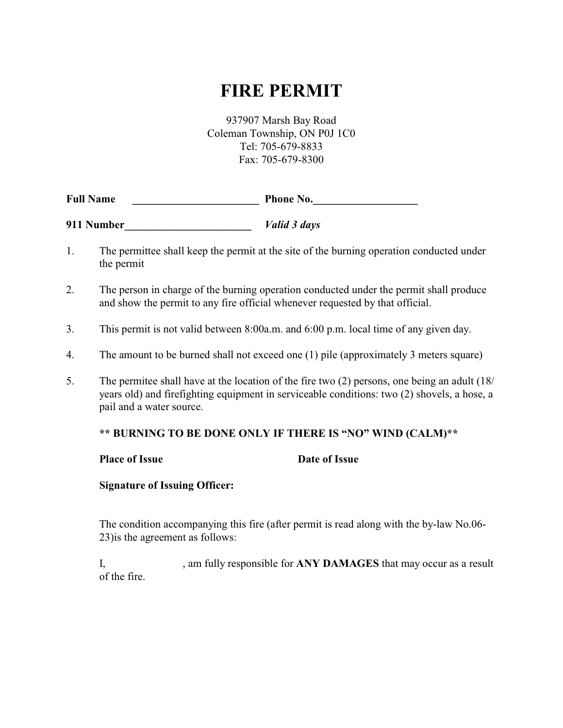# FIRE PERMIT

937907 Marsh Bay Road
Coleman Township, ON P0J 1C0
Tel: 705-679-8833
Fax: 705-679-8300

**Full Name** _______________________ **Phone No.**___________________

**911 Number**_______________________ ***Valid 3 days***

1. The permittee shall keep the permit at the site of the burning operation conducted under the permit

2. The person in charge of the burning operation conducted under the permit shall produce and show the permit to any fire official whenever requested by that official.

3. This permit is not valid between 8:00a.m. and 6:00 p.m. local time of any given day.

4. The amount to be burned shall not exceed one (1) pile (approximately 3 meters square)

5. The permitee shall have at the location of the fire two (2) persons, one being an adult (18/ years old) and firefighting equipment in serviceable conditions: two (2) shovels, a hose, a pail and a water source.

**** BURNING TO BE DONE ONLY IF THERE IS "NO" WIND (CALM)****

**Place of Issue** **Date of Issue**

**Signature of Issuing Officer:**

The condition accompanying this fire (after permit is read along with the by-law No.06-23)is the agreement as follows:

I, , am fully responsible for **ANY DAMAGES** that may occur as a result of the fire.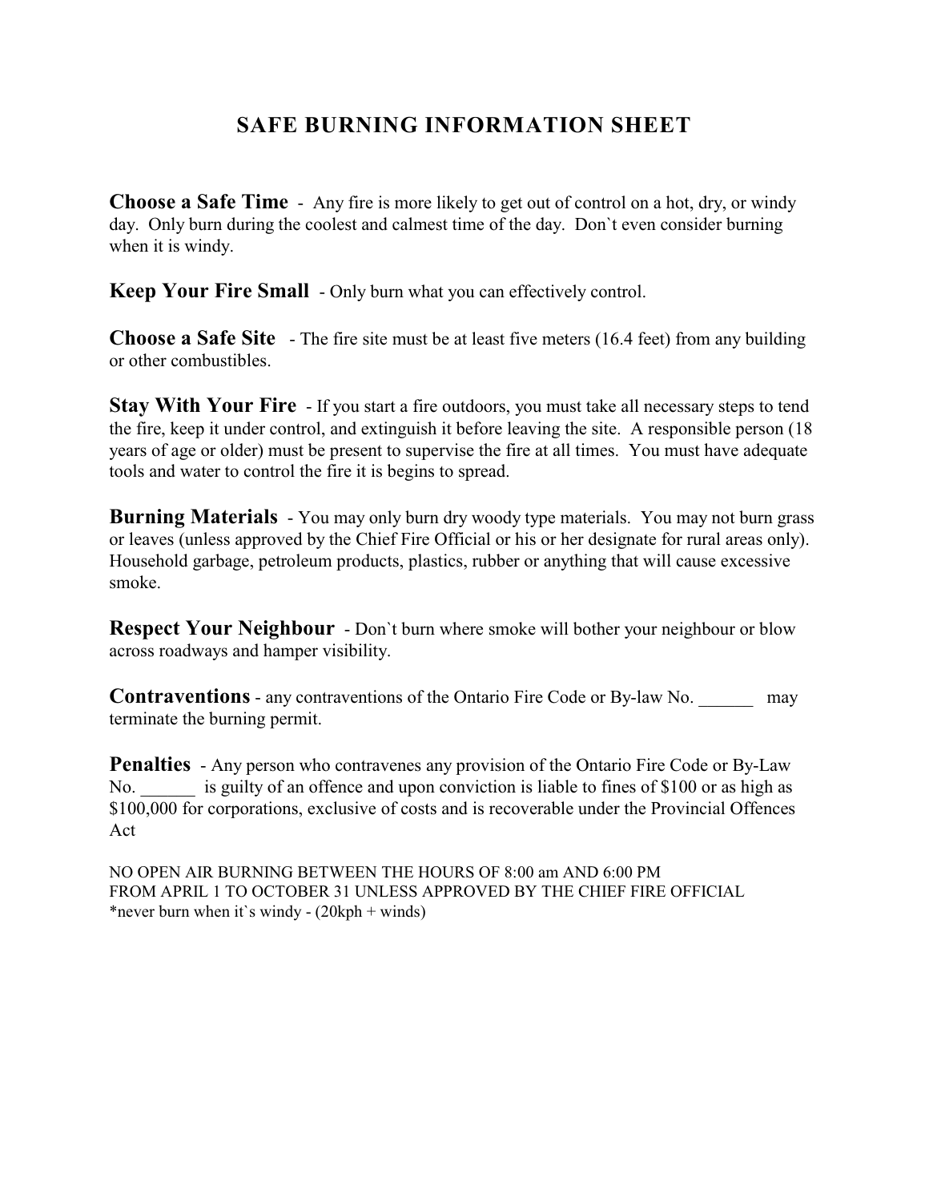# SAFE BURNING INFORMATION SHEET

**Choose a Safe Time** - Any fire is more likely to get out of control on a hot, dry, or windy day. Only burn during the coolest and calmest time of the day. Don`t even consider burning when it is windy.

**Keep Your Fire Small** - Only burn what you can effectively control.

**Choose a Safe Site** - The fire site must be at least five meters (16.4 feet) from any building or other combustibles.

**Stay With Your Fire** - If you start a fire outdoors, you must take all necessary steps to tend the fire, keep it under control, and extinguish it before leaving the site. A responsible person (18 years of age or older) must be present to supervise the fire at all times. You must have adequate tools and water to control the fire it is begins to spread.

**Burning Materials** - You may only burn dry woody type materials. You may not burn grass or leaves (unless approved by the Chief Fire Official or his or her designate for rural areas only). Household garbage, petroleum products, plastics, rubber or anything that will cause excessive smoke.

**Respect Your Neighbour** - Don`t burn where smoke will bother your neighbour or blow across roadways and hamper visibility.

**Contraventions** - any contraventions of the Ontario Fire Code or By-law No. ______ may terminate the burning permit.

**Penalties** - Any person who contravenes any provision of the Ontario Fire Code or By-Law No. ______ is guilty of an offence and upon conviction is liable to fines of $100 or as high as $100,000 for corporations, exclusive of costs and is recoverable under the Provincial Offences Act

NO OPEN AIR BURNING BETWEEN THE HOURS OF 8:00 am AND 6:00 PM
FROM APRIL 1 TO OCTOBER 31 UNLESS APPROVED BY THE CHIEF FIRE OFFICIAL
*never burn when it`s windy - (20kph + winds)